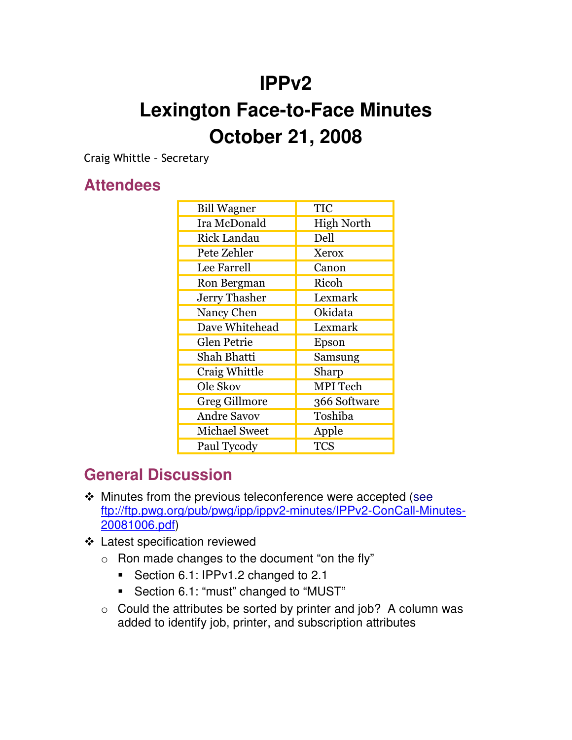# IPPv2

# Lexington Face-to-Face Minutes

# October 21, 2008

Craig Whittle – Secretary

## Attendees

| | |
|---|---|
| Bill Wagner | TIC |
| Ira McDonald | High North |
| Rick Landau | Dell |
| Pete Zehler | Xerox |
| Lee Farrell | Canon |
| Ron Bergman | Ricoh |
| Jerry Thasher | Lexmark |
| Nancy Chen | Okidata |
| Dave Whitehead | Lexmark |
| Glen Petrie | Epson |
| Shah Bhatti | Samsung |
| Craig Whittle | Sharp |
| Ole Skov | MPI Tech |
| Greg Gillmore | 366 Software |
| Andre Savov | Toshiba |
| Michael Sweet | Apple |
| Paul Tycody | TCS |

## General Discussion

- Minutes from the previous teleconference were accepted (see ftp://ftp.pwg.org/pub/pwg/ipp/ippv2-minutes/IPPv2-ConCall-Minutes-20081006.pdf)
- Latest specification reviewed
  - Ron made changes to the document "on the fly"
    - Section 6.1: IPPv1.2 changed to 2.1
    - Section 6.1: "must" changed to "MUST"
  - Could the attributes be sorted by printer and job? A column was added to identify job, printer, and subscription attributes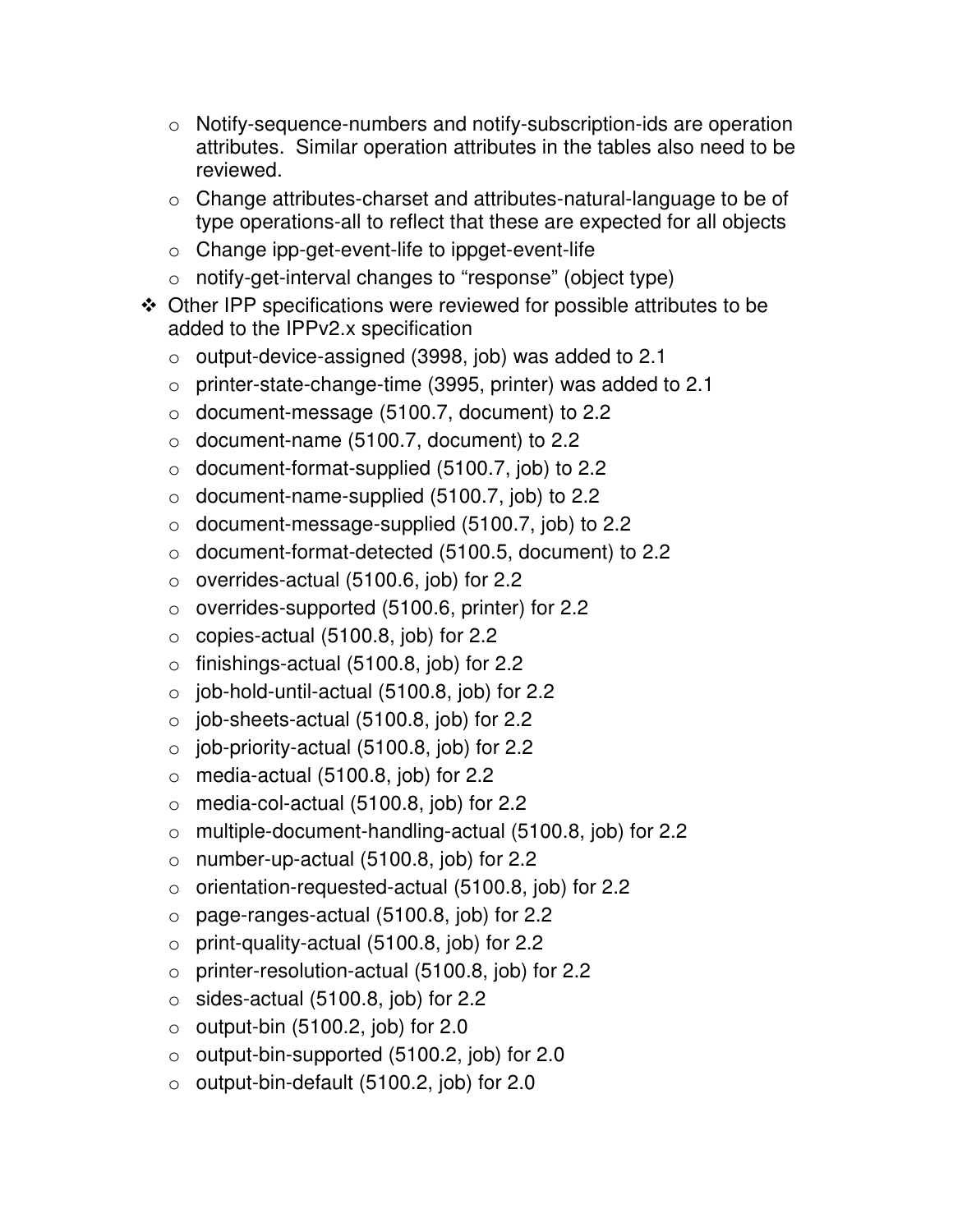- Notify-sequence-numbers and notify-subscription-ids are operation attributes. Similar operation attributes in the tables also need to be reviewed.
  - Change attributes-charset and attributes-natural-language to be of type operations-all to reflect that these are expected for all objects
  - Change ipp-get-event-life to ippget-event-life
  - notify-get-interval changes to "response" (object type)
- Other IPP specifications were reviewed for possible attributes to be added to the IPPv2.x specification
  - output-device-assigned (3998, job) was added to 2.1
  - printer-state-change-time (3995, printer) was added to 2.1
  - document-message (5100.7, document) to 2.2
  - document-name (5100.7, document) to 2.2
  - document-format-supplied (5100.7, job) to 2.2
  - document-name-supplied (5100.7, job) to 2.2
  - document-message-supplied (5100.7, job) to 2.2
  - document-format-detected (5100.5, document) to 2.2
  - overrides-actual (5100.6, job) for 2.2
  - overrides-supported (5100.6, printer) for 2.2
  - copies-actual (5100.8, job) for 2.2
  - finishings-actual (5100.8, job) for 2.2
  - job-hold-until-actual (5100.8, job) for 2.2
  - job-sheets-actual (5100.8, job) for 2.2
  - job-priority-actual (5100.8, job) for 2.2
  - media-actual (5100.8, job) for 2.2
  - media-col-actual (5100.8, job) for 2.2
  - multiple-document-handling-actual (5100.8, job) for 2.2
  - number-up-actual (5100.8, job) for 2.2
  - orientation-requested-actual (5100.8, job) for 2.2
  - page-ranges-actual (5100.8, job) for 2.2
  - print-quality-actual (5100.8, job) for 2.2
  - printer-resolution-actual (5100.8, job) for 2.2
  - sides-actual (5100.8, job) for 2.2
  - output-bin (5100.2, job) for 2.0
  - output-bin-supported (5100.2, job) for 2.0
  - output-bin-default (5100.2, job) for 2.0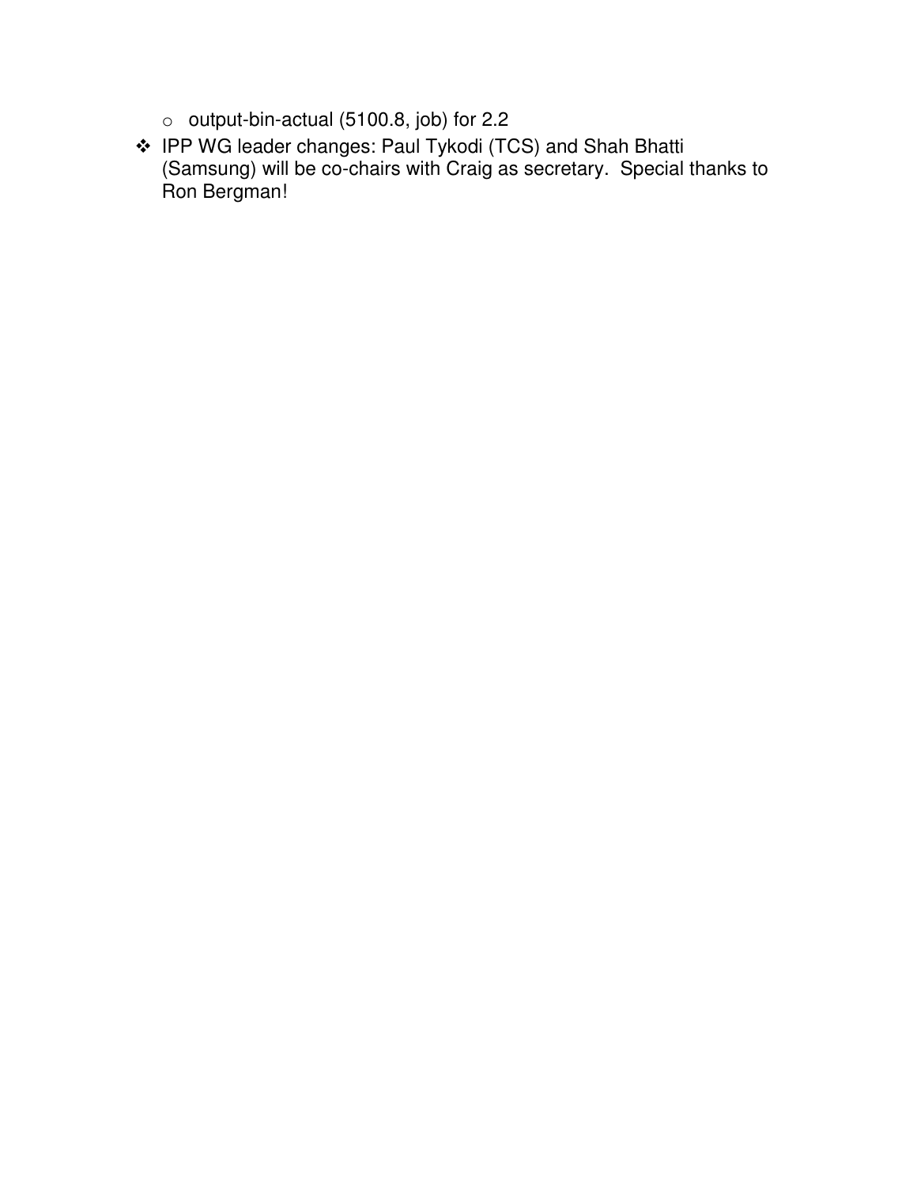- output-bin-actual (5100.8, job) for 2.2
- IPP WG leader changes: Paul Tykodi (TCS) and Shah Bhatti (Samsung) will be co-chairs with Craig as secretary.  Special thanks to Ron Bergman!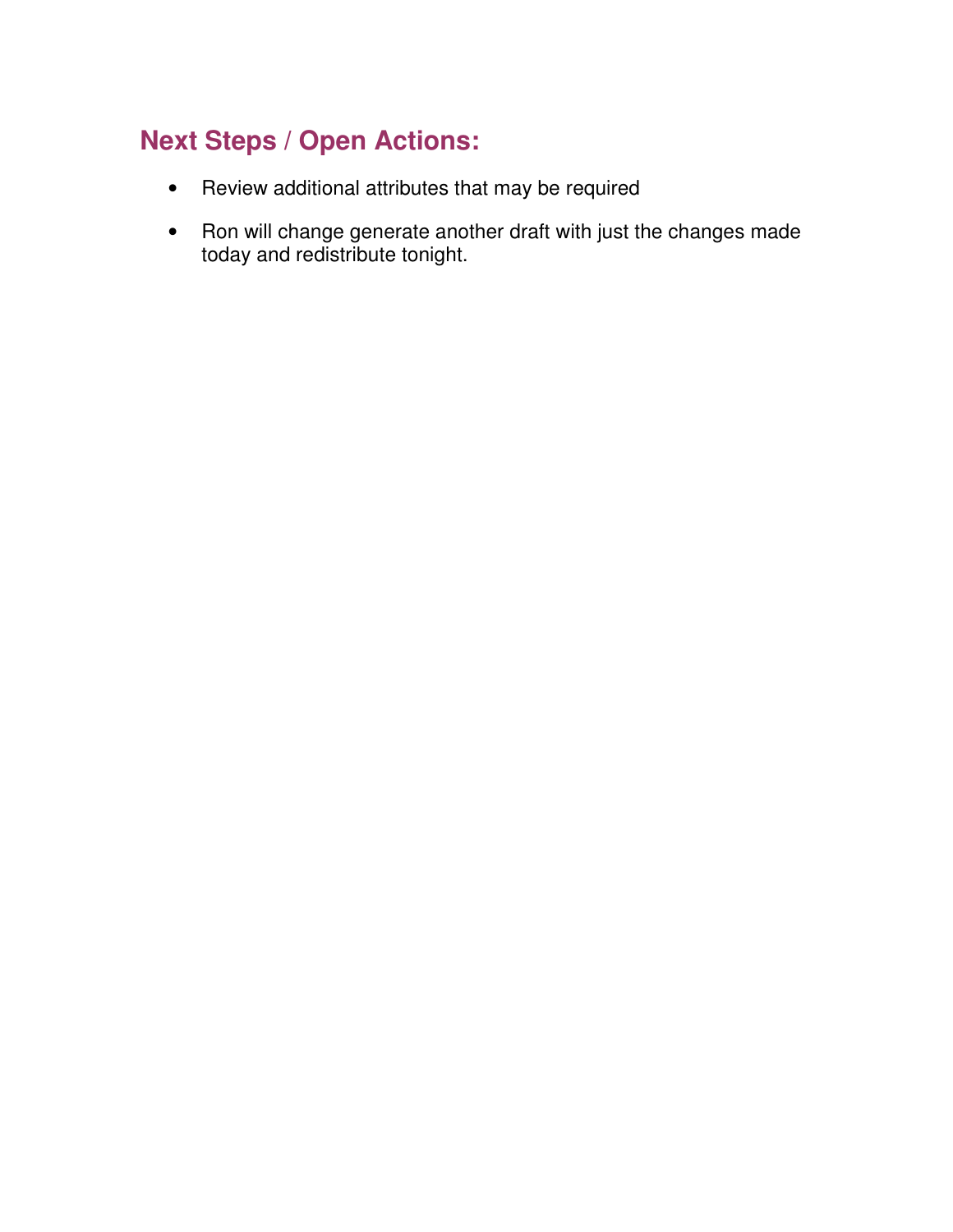## Next Steps / Open Actions:

- Review additional attributes that may be required
- Ron will change generate another draft with just the changes made today and redistribute tonight.